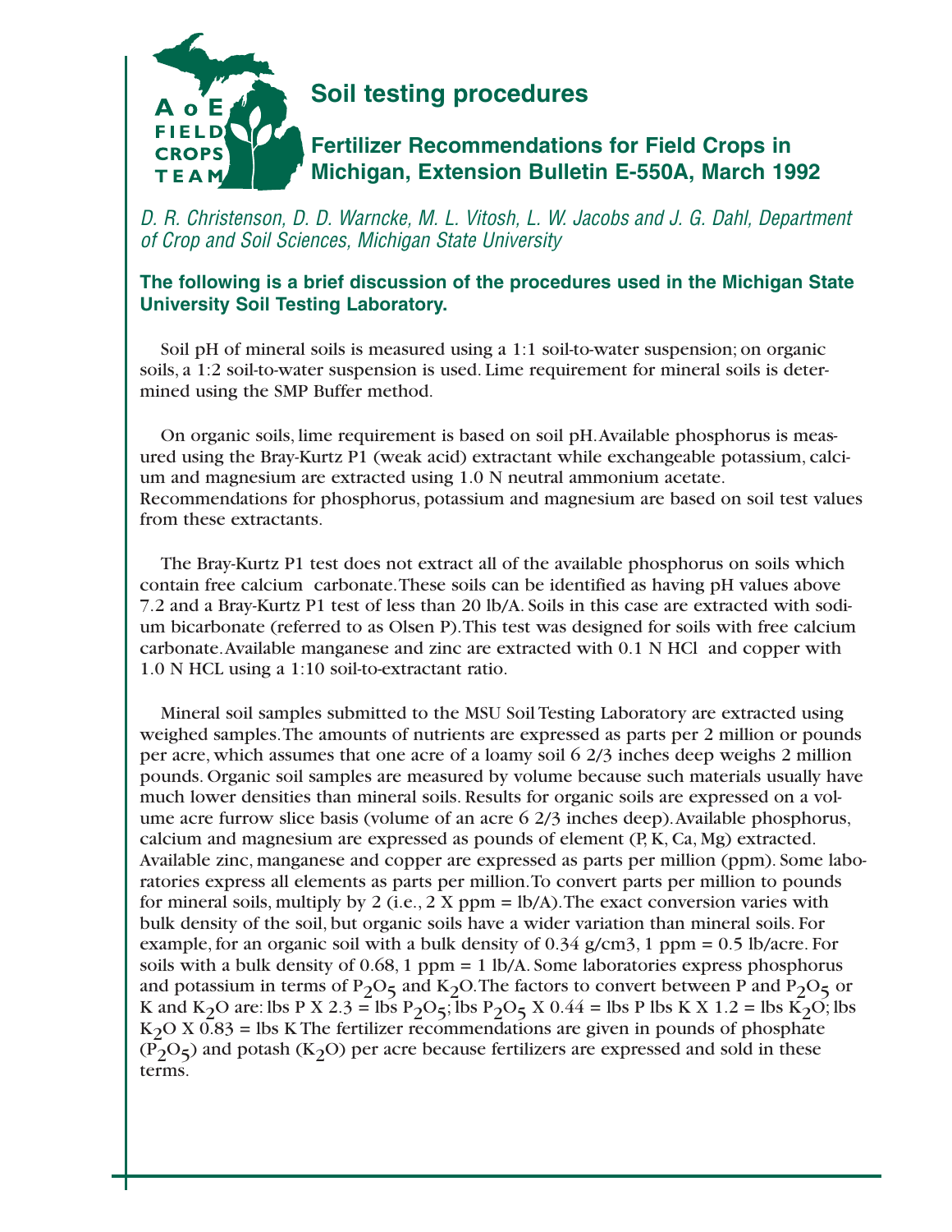A o E FIELD CROPS TEAM

# Soil testing procedures

## Fertilizer Recommendations for Field Crops in Michigan, Extension Bulletin E-550A, March 1992

*D. R. Christenson, D. D. Warncke, M. L. Vitosh, L. W. Jacobs and J. G. Dahl, Department of Crop and Soil Sciences, Michigan State University*

**The following is a brief discussion of the procedures used in the Michigan State University Soil Testing Laboratory.**

Soil pH of mineral soils is measured using a 1:1 soil-to-water suspension; on organic soils, a 1:2 soil-to-water suspension is used. Lime requirement for mineral soils is determined using the SMP Buffer method.

On organic soils, lime requirement is based on soil pH. Available phosphorus is measured using the Bray-Kurtz P1 (weak acid) extractant while exchangeable potassium, calcium and magnesium are extracted using 1.0 N neutral ammonium acetate. Recommendations for phosphorus, potassium and magnesium are based on soil test values from these extractants.

The Bray-Kurtz P1 test does not extract all of the available phosphorus on soils which contain free calcium carbonate. These soils can be identified as having pH values above 7.2 and a Bray-Kurtz P1 test of less than 20 lb/A. Soils in this case are extracted with sodium bicarbonate (referred to as Olsen P). This test was designed for soils with free calcium carbonate. Available manganese and zinc are extracted with 0.1 N HCl and copper with 1.0 N HCL using a 1:10 soil-to-extractant ratio.

Mineral soil samples submitted to the MSU Soil Testing Laboratory are extracted using weighed samples. The amounts of nutrients are expressed as parts per 2 million or pounds per acre, which assumes that one acre of a loamy soil 6 2/3 inches deep weighs 2 million pounds. Organic soil samples are measured by volume because such materials usually have much lower densities than mineral soils. Results for organic soils are expressed on a volume acre furrow slice basis (volume of an acre 6 2/3 inches deep). Available phosphorus, calcium and magnesium are expressed as pounds of element (P, K, Ca, Mg) extracted. Available zinc, manganese and copper are expressed as parts per million (ppm). Some laboratories express all elements as parts per million. To convert parts per million to pounds for mineral soils, multiply by 2 (i.e., 2 X ppm = lb/A). The exact conversion varies with bulk density of the soil, but organic soils have a wider variation than mineral soils. For example, for an organic soil with a bulk density of 0.34 g/cm3, 1 ppm = 0.5 lb/acre. For soils with a bulk density of 0.68, 1 ppm = 1 lb/A. Some laboratories express phosphorus and potassium in terms of $P_2O_5$ and $K_2O$. The factors to convert between P and $P_2O_5$ or K and $K_2O$ are: lbs P X 2.3 = lbs $P_2O_5$; lbs $P_2O_5$ X 0.44 = lbs P lbs K X 1.2 = lbs $K_2O$; lbs $K_2O$ X 0.83 = lbs K The fertilizer recommendations are given in pounds of phosphate ($P_2O_5$) and potash ($K_2O$) per acre because fertilizers are expressed and sold in these terms.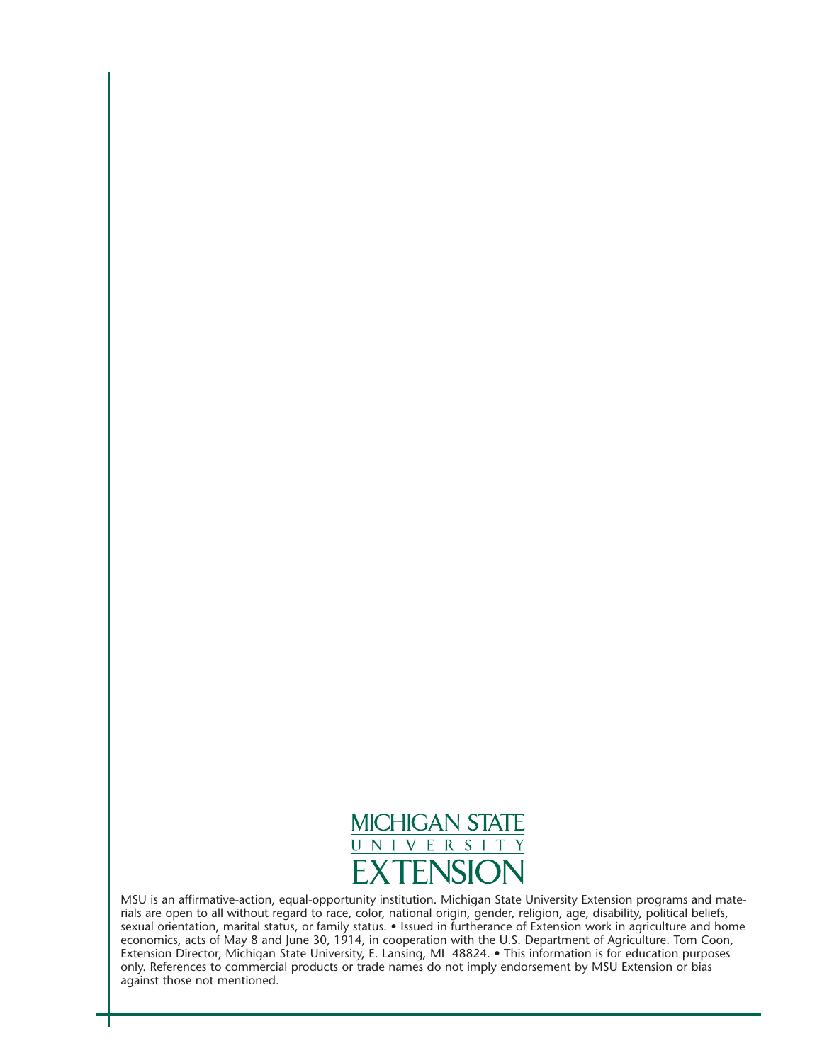MICHIGAN STATE
UNIVERSITY
EXTENSION

MSU is an affirmative-action, equal-opportunity institution. Michigan State University Extension programs and materials are open to all without regard to race, color, national origin, gender, religion, age, disability, political beliefs, sexual orientation, marital status, or family status. • Issued in furtherance of Extension work in agriculture and home economics, acts of May 8 and June 30, 1914, in cooperation with the U.S. Department of Agriculture. Tom Coon, Extension Director, Michigan State University, E. Lansing, MI 48824. • This information is for education purposes only. References to commercial products or trade names do not imply endorsement by MSU Extension or bias against those not mentioned.